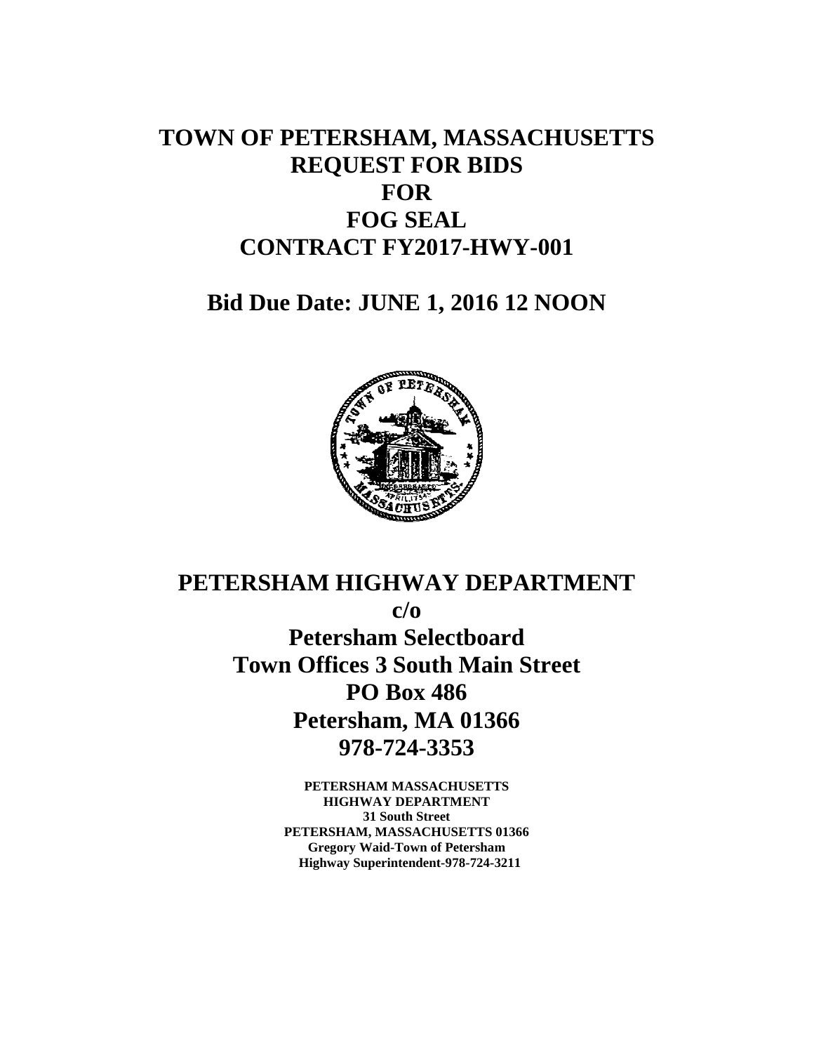# TOWN OF PETERSHAM, MASSACHUSETTS
# REQUEST FOR BIDS
# FOR
# FOG SEAL
# CONTRACT FY2017-HWY-001

## Bid Due Date: JUNE 1, 2016 12 NOON

## PETERSHAM HIGHWAY DEPARTMENT

**c/o**

**Petersham Selectboard**

**Town Offices 3 South Main Street**

**PO Box 486**

**Petersham, MA 01366**

**978-724-3353**

**PETERSHAM MASSACHUSETTS**
**HIGHWAY DEPARTMENT**
**31 South Street**
**PETERSHAM, MASSACHUSETTS 01366**
**Gregory Waid-Town of Petersham**
**Highway Superintendent-978-724-3211**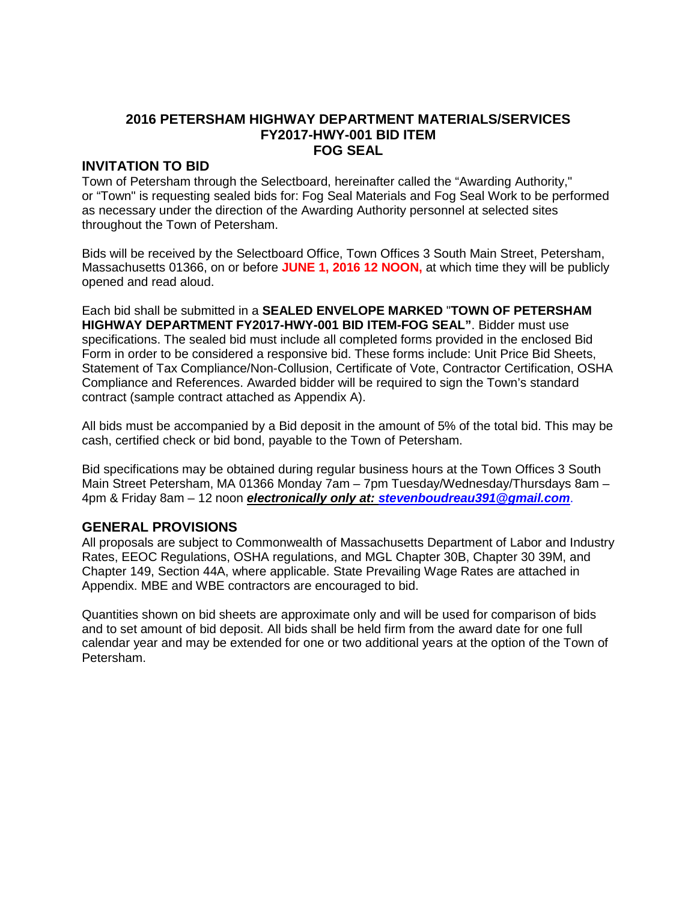**2016 PETERSHAM HIGHWAY DEPARTMENT MATERIALS/SERVICES**
**FY2017-HWY-001 BID ITEM**
**FOG SEAL**

## INVITATION TO BID

Town of Petersham through the Selectboard, hereinafter called the "Awarding Authority," or "Town" is requesting sealed bids for: Fog Seal Materials and Fog Seal Work to be performed as necessary under the direction of the Awarding Authority personnel at selected sites throughout the Town of Petersham.

Bids will be received by the Selectboard Office, Town Offices 3 South Main Street, Petersham, Massachusetts 01366, on or before **JUNE 1, 2016 12 NOON,** at which time they will be publicly opened and read aloud.

Each bid shall be submitted in a **SEALED ENVELOPE MARKED** "**TOWN OF PETERSHAM HIGHWAY DEPARTMENT FY2017-HWY-001 BID ITEM-FOG SEAL"**. Bidder must use specifications. The sealed bid must include all completed forms provided in the enclosed Bid Form in order to be considered a responsive bid. These forms include: Unit Price Bid Sheets, Statement of Tax Compliance/Non-Collusion, Certificate of Vote, Contractor Certification, OSHA Compliance and References. Awarded bidder will be required to sign the Town's standard contract (sample contract attached as Appendix A).

All bids must be accompanied by a Bid deposit in the amount of 5% of the total bid. This may be cash, certified check or bid bond, payable to the Town of Petersham.

Bid specifications may be obtained during regular business hours at the Town Offices 3 South Main Street Petersham, MA 01366 Monday 7am – 7pm Tuesday/Wednesday/Thursdays 8am – 4pm & Friday 8am – 12 noon ***electronically only at: stevenboudreau391@gmail.com***.

## GENERAL PROVISIONS

All proposals are subject to Commonwealth of Massachusetts Department of Labor and Industry Rates, EEOC Regulations, OSHA regulations, and MGL Chapter 30B, Chapter 30 39M, and Chapter 149, Section 44A, where applicable. State Prevailing Wage Rates are attached in Appendix. MBE and WBE contractors are encouraged to bid.

Quantities shown on bid sheets are approximate only and will be used for comparison of bids and to set amount of bid deposit. All bids shall be held firm from the award date for one full calendar year and may be extended for one or two additional years at the option of the Town of Petersham.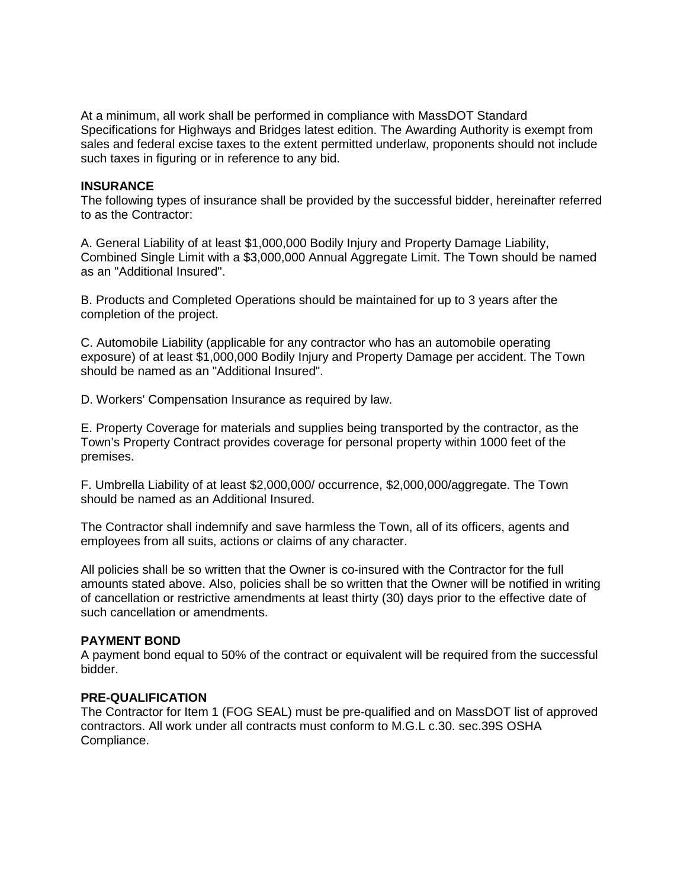At a minimum, all work shall be performed in compliance with MassDOT Standard Specifications for Highways and Bridges latest edition. The Awarding Authority is exempt from sales and federal excise taxes to the extent permitted underlaw, proponents should not include such taxes in figuring or in reference to any bid.

**INSURANCE**

The following types of insurance shall be provided by the successful bidder, hereinafter referred to as the Contractor:

A. General Liability of at least $1,000,000 Bodily Injury and Property Damage Liability, Combined Single Limit with a $3,000,000 Annual Aggregate Limit. The Town should be named as an "Additional Insured".

B. Products and Completed Operations should be maintained for up to 3 years after the completion of the project.

C. Automobile Liability (applicable for any contractor who has an automobile operating exposure) of at least $1,000,000 Bodily Injury and Property Damage per accident. The Town should be named as an "Additional Insured".

D. Workers' Compensation Insurance as required by law.

E. Property Coverage for materials and supplies being transported by the contractor, as the Town's Property Contract provides coverage for personal property within 1000 feet of the premises.

F. Umbrella Liability of at least $2,000,000/ occurrence, $2,000,000/aggregate. The Town should be named as an Additional Insured.

The Contractor shall indemnify and save harmless the Town, all of its officers, agents and employees from all suits, actions or claims of any character.

All policies shall be so written that the Owner is co-insured with the Contractor for the full amounts stated above. Also, policies shall be so written that the Owner will be notified in writing of cancellation or restrictive amendments at least thirty (30) days prior to the effective date of such cancellation or amendments.

**PAYMENT BOND**

A payment bond equal to 50% of the contract or equivalent will be required from the successful bidder.

**PRE-QUALIFICATION**

The Contractor for Item 1 (FOG SEAL) must be pre-qualified and on MassDOT list of approved contractors. All work under all contracts must conform to M.G.L c.30. sec.39S OSHA Compliance.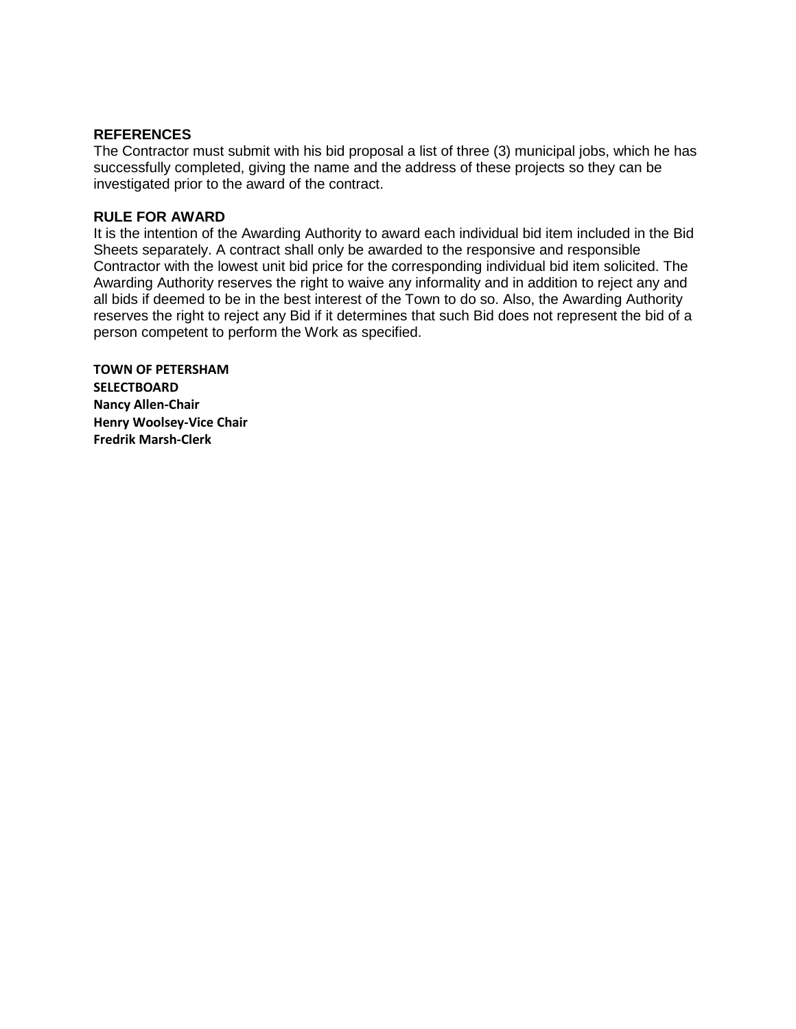### REFERENCES

The Contractor must submit with his bid proposal a list of three (3) municipal jobs, which he has successfully completed, giving the name and the address of these projects so they can be investigated prior to the award of the contract.

### RULE FOR AWARD

It is the intention of the Awarding Authority to award each individual bid item included in the Bid Sheets separately. A contract shall only be awarded to the responsive and responsible Contractor with the lowest unit bid price for the corresponding individual bid item solicited. The Awarding Authority reserves the right to waive any informality and in addition to reject any and all bids if deemed to be in the best interest of the Town to do so. Also, the Awarding Authority reserves the right to reject any Bid if it determines that such Bid does not represent the bid of a person competent to perform the Work as specified.

**TOWN OF PETERSHAM**
**SELECTBOARD**
**Nancy Allen-Chair**
**Henry Woolsey-Vice Chair**
**Fredrik Marsh-Clerk**